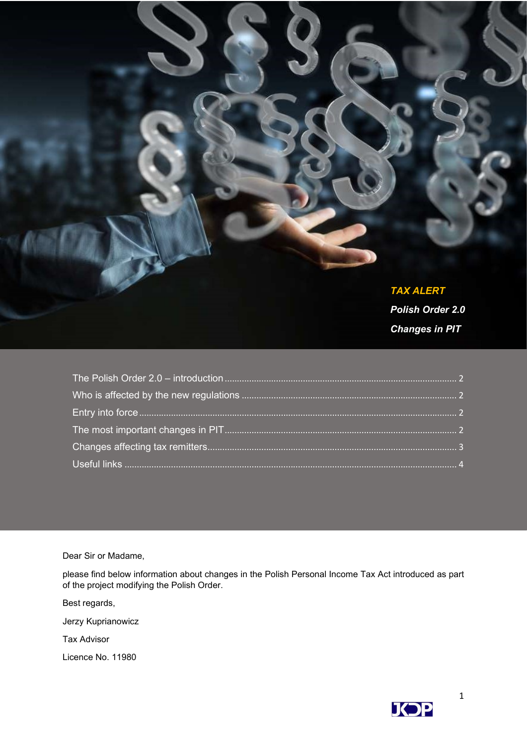***TAX ALERT***

***Polish Order 2.0***

***Changes in PIT***

The Polish Order 2.0 – introduction ........ 2
Who is affected by the new regulations ........ 2
Entry into force ........ 2
The most important changes in PIT ........ 2
Changes affecting tax remitters ........ 3
Useful links ........ 4

Dear Sir or Madame,

please find below information about changes in the Polish Personal Income Tax Act introduced as part of the project modifying the Polish Order.

Best regards,

Jerzy Kuprianowicz

Tax Advisor

Licence No. 11980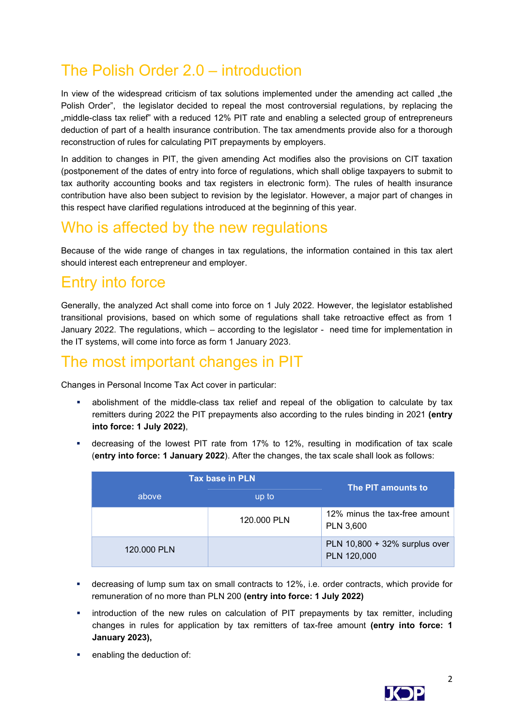# The Polish Order 2.0 – introduction

In view of the widespread criticism of tax solutions implemented under the amending act called „the Polish Order", the legislator decided to repeal the most controversial regulations, by replacing the „middle-class tax relief" with a reduced 12% PIT rate and enabling a selected group of entrepreneurs deduction of part of a health insurance contribution. The tax amendments provide also for a thorough reconstruction of rules for calculating PIT prepayments by employers.

In addition to changes in PIT, the given amending Act modifies also the provisions on CIT taxation (postponement of the dates of entry into force of regulations, which shall oblige taxpayers to submit to tax authority accounting books and tax registers in electronic form). The rules of health insurance contribution have also been subject to revision by the legislator. However, a major part of changes in this respect have clarified regulations introduced at the beginning of this year.

# Who is affected by the new regulations

Because of the wide range of changes in tax regulations, the information contained in this tax alert should interest each entrepreneur and employer.

# Entry into force

Generally, the analyzed Act shall come into force on 1 July 2022. However, the legislator established transitional provisions, based on which some of regulations shall take retroactive effect as from 1 January 2022. The regulations, which – according to the legislator - need time for implementation in the IT systems, will come into force as form 1 January 2023.

# The most important changes in PIT

Changes in Personal Income Tax Act cover in particular:

- abolishment of the middle-class tax relief and repeal of the obligation to calculate by tax remitters during 2022 the PIT prepayments also according to the rules binding in 2021 **(entry into force: 1 July 2022)**,
- decreasing of the lowest PIT rate from 17% to 12%, resulting in modification of tax scale (**entry into force: 1 January 2022**). After the changes, the tax scale shall look as follows:

| Tax base in PLN | | The PIT amounts to |
|---|---|---|
| above | up to | |
| | 120.000 PLN | 12% minus the tax-free amount PLN 3,600 |
| 120.000 PLN | | PLN 10,800 + 32% surplus over PLN 120,000 |

- decreasing of lump sum tax on small contracts to 12%, i.e. order contracts, which provide for remuneration of no more than PLN 200 **(entry into force: 1 July 2022)**
- introduction of the new rules on calculation of PIT prepayments by tax remitter, including changes in rules for application by tax remitters of tax-free amount **(entry into force: 1 January 2023),**
- enabling the deduction of: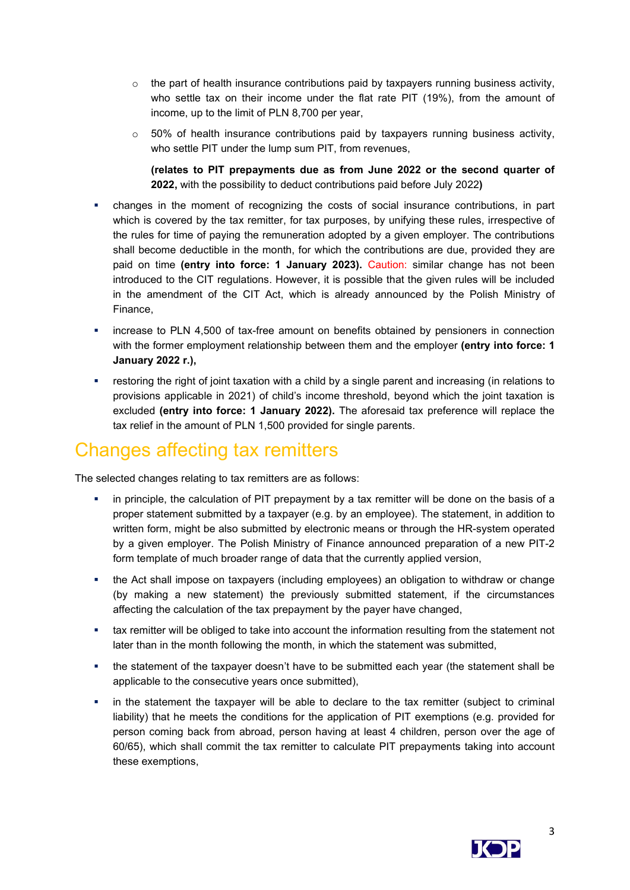- the part of health insurance contributions paid by taxpayers running business activity, who settle tax on their income under the flat rate PIT (19%), from the amount of income, up to the limit of PLN 8,700 per year,
  - 50% of health insurance contributions paid by taxpayers running business activity, who settle PIT under the lump sum PIT, from revenues,

  **(relates to PIT prepayments due as from June 2022 or the second quarter of 2022,** with the possibility to deduct contributions paid before July 2022**)**

- changes in the moment of recognizing the costs of social insurance contributions, in part which is covered by the tax remitter, for tax purposes, by unifying these rules, irrespective of the rules for time of paying the remuneration adopted by a given employer. The contributions shall become deductible in the month, for which the contributions are due, provided they are paid on time **(entry into force: 1 January 2023).** Caution: similar change has not been introduced to the CIT regulations. However, it is possible that the given rules will be included in the amendment of the CIT Act, which is already announced by the Polish Ministry of Finance,
- increase to PLN 4,500 of tax-free amount on benefits obtained by pensioners in connection with the former employment relationship between them and the employer **(entry into force: 1 January 2022 r.),**
- restoring the right of joint taxation with a child by a single parent and increasing (in relations to provisions applicable in 2021) of child's income threshold, beyond which the joint taxation is excluded **(entry into force: 1 January 2022).** The aforesaid tax preference will replace the tax relief in the amount of PLN 1,500 provided for single parents.

## Changes affecting tax remitters

The selected changes relating to tax remitters are as follows:

- in principle, the calculation of PIT prepayment by a tax remitter will be done on the basis of a proper statement submitted by a taxpayer (e.g. by an employee). The statement, in addition to written form, might be also submitted by electronic means or through the HR-system operated by a given employer. The Polish Ministry of Finance announced preparation of a new PIT-2 form template of much broader range of data that the currently applied version,
- the Act shall impose on taxpayers (including employees) an obligation to withdraw or change (by making a new statement) the previously submitted statement, if the circumstances affecting the calculation of the tax prepayment by the payer have changed,
- tax remitter will be obliged to take into account the information resulting from the statement not later than in the month following the month, in which the statement was submitted,
- the statement of the taxpayer doesn't have to be submitted each year (the statement shall be applicable to the consecutive years once submitted),
- in the statement the taxpayer will be able to declare to the tax remitter (subject to criminal liability) that he meets the conditions for the application of PIT exemptions (e.g. provided for person coming back from abroad, person having at least 4 children, person over the age of 60/65), which shall commit the tax remitter to calculate PIT prepayments taking into account these exemptions,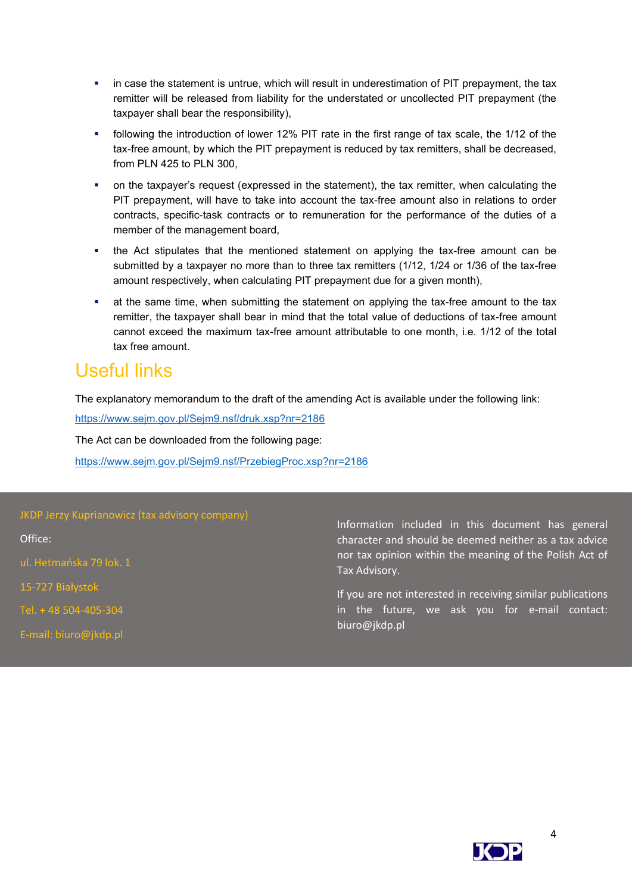- in case the statement is untrue, which will result in underestimation of PIT prepayment, the tax remitter will be released from liability for the understated or uncollected PIT prepayment (the taxpayer shall bear the responsibility),
- following the introduction of lower 12% PIT rate in the first range of tax scale, the 1/12 of the tax-free amount, by which the PIT prepayment is reduced by tax remitters, shall be decreased, from PLN 425 to PLN 300,
- on the taxpayer's request (expressed in the statement), the tax remitter, when calculating the PIT prepayment, will have to take into account the tax-free amount also in relations to order contracts, specific-task contracts or to remuneration for the performance of the duties of a member of the management board,
- the Act stipulates that the mentioned statement on applying the tax-free amount can be submitted by a taxpayer no more than to three tax remitters (1/12, 1/24 or 1/36 of the tax-free amount respectively, when calculating PIT prepayment due for a given month),
- at the same time, when submitting the statement on applying the tax-free amount to the tax remitter, the taxpayer shall bear in mind that the total value of deductions of tax-free amount cannot exceed the maximum tax-free amount attributable to one month, i.e. 1/12 of the total tax free amount.

# Useful links

The explanatory memorandum to the draft of the amending Act is available under the following link:

https://www.sejm.gov.pl/Sejm9.nsf/druk.xsp?nr=2186

The Act can be downloaded from the following page:

https://www.sejm.gov.pl/Sejm9.nsf/PrzebiegProc.xsp?nr=2186

JKDP Jerzy Kuprianowicz (tax advisory company)

Office:

ul. Hetmańska 79 lok. 1

15-727 Białystok

Tel. + 48 504-405-304

E-mail: biuro@jkdp.pl

Information included in this document has general character and should be deemed neither as a tax advice nor tax opinion within the meaning of the Polish Act of Tax Advisory.

If you are not interested in receiving similar publications in the future, we ask you for e-mail contact: biuro@jkdp.pl